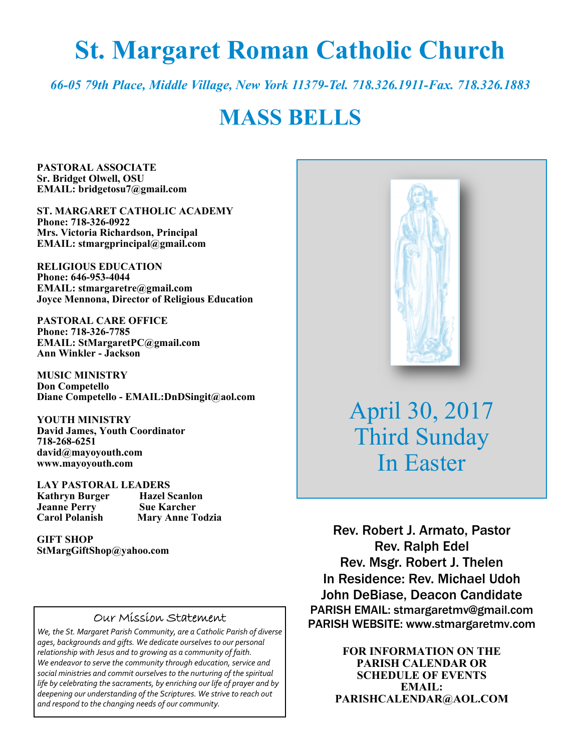# St. Margaret Roman Catholic Church

*66-05 79th Place, Middle Village, New York 11379-Tel. 718.326.1911-Fax. 718.326.1883*

# MASS BELLS

**PASTORAL ASSOCIATE**
**Sr. Bridget Olwell, OSU**
**EMAIL: bridgetosu7@gmail.com**

**ST. MARGARET CATHOLIC ACADEMY**
**Phone: 718-326-0922**
**Mrs. Victoria Richardson, Principal**
**EMAIL: stmargprincipal@gmail.com**

**RELIGIOUS EDUCATION**
**Phone: 646-953-4044**
**EMAIL: stmargaretre@gmail.com**
**Joyce Mennona, Director of Religious Education**

**PASTORAL CARE OFFICE**
**Phone: 718-326-7785**
**EMAIL: StMargaretPC@gmail.com**
**Ann Winkler - Jackson**

**MUSIC MINISTRY**
**Don Competello**
**Diane Competello - EMAIL:DnDSingit@aol.com**

**YOUTH MINISTRY**
**David James, Youth Coordinator**
**718-268-6251**
**david@mayoyouth.com**
**www.mayoyouth.com**

**LAY PASTORAL LEADERS**

| | |
|---|---|
| **Kathryn Burger** | **Hazel Scanlon** |
| **Jeanne Perry** | **Sue Karcher** |
| **Carol Polanish** | **Mary Anne Todzia** |

**GIFT SHOP**
**StMargGiftShop@yahoo.com**

## Our Mission Statement

*We, the St. Margaret Parish Community, are a Catholic Parish of diverse ages, backgrounds and gifts. We dedicate ourselves to our personal relationship with Jesus and to growing as a community of faith. We endeavor to serve the community through education, service and social ministries and commit ourselves to the nurturing of the spiritual life by celebrating the sacraments, by enriching our life of prayer and by deepening our understanding of the Scriptures. We strive to reach out and respond to the changing needs of our community.*

## April 30, 2017
## Third Sunday
## In Easter

Rev. Robert J. Armato, Pastor
Rev. Ralph Edel
Rev. Msgr. Robert J. Thelen
In Residence: Rev. Michael Udoh
John DeBiase, Deacon Candidate
PARISH EMAIL: stmargaretmv@gmail.com
PARISH WEBSITE: www.stmargaretmv.com

**FOR INFORMATION ON THE PARISH CALENDAR OR SCHEDULE OF EVENTS EMAIL: PARISHCALENDAR@AOL.COM**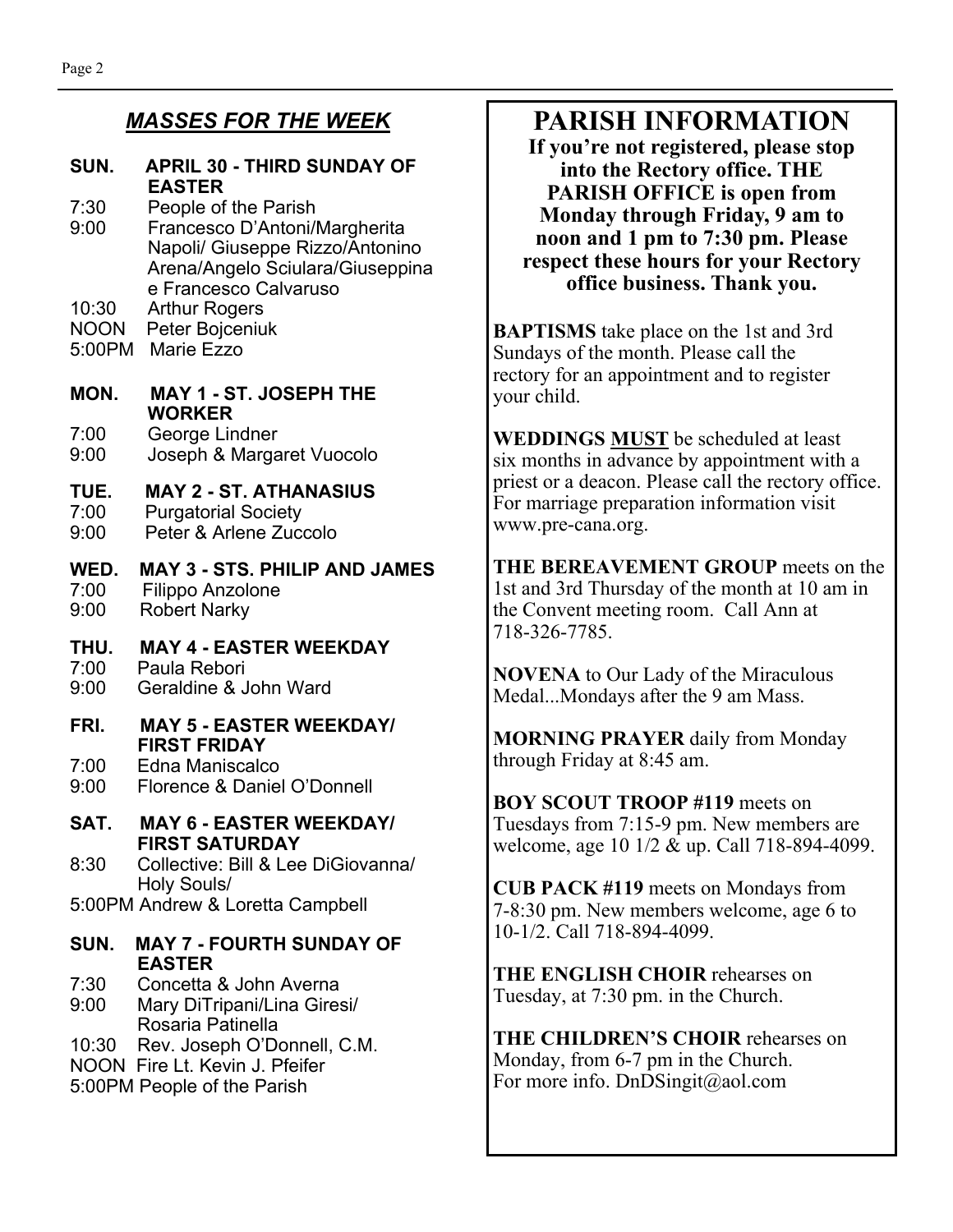## *MASSES FOR THE WEEK*

**SUN. APRIL 30 - THIRD SUNDAY OF EASTER**

- 7:30 People of the Parish
- 9:00 Francesco D'Antoni/Margherita Napoli/ Giuseppe Rizzo/Antonino Arena/Angelo Sciulara/Giuseppina e Francesco Calvaruso
- 10:30 Arthur Rogers
- NOON Peter Bojceniuk
- 5:00PM Marie Ezzo

**MON. MAY 1 - ST. JOSEPH THE WORKER**

- 7:00 George Lindner
- 9:00 Joseph & Margaret Vuocolo

**TUE. MAY 2 - ST. ATHANASIUS**

- 7:00 Purgatorial Society
- 9:00 Peter & Arlene Zuccolo

**WED. MAY 3 - STS. PHILIP AND JAMES**

- 7:00 Filippo Anzolone
- 9:00 Robert Narky

**THU. MAY 4 - EASTER WEEKDAY**

- 7:00 Paula Rebori
- 9:00 Geraldine & John Ward

**FRI. MAY 5 - EASTER WEEKDAY/ FIRST FRIDAY**

- 7:00 Edna Maniscalco
- 9:00 Florence & Daniel O'Donnell

**SAT. MAY 6 - EASTER WEEKDAY/ FIRST SATURDAY**

- 8:30 Collective: Bill & Lee DiGiovanna/ Holy Souls/
- 5:00PM Andrew & Loretta Campbell

**SUN. MAY 7 - FOURTH SUNDAY OF EASTER**

- 7:30 Concetta & John Averna
- 9:00 Mary DiTripani/Lina Giresi/ Rosaria Patinella
- 10:30 Rev. Joseph O'Donnell, C.M.
- NOON Fire Lt. Kevin J. Pfeifer
- 5:00PM People of the Parish

## PARISH INFORMATION

**If you're not registered, please stop into the Rectory office. THE PARISH OFFICE is open from Monday through Friday, 9 am to noon and 1 pm to 7:30 pm. Please respect these hours for your Rectory office business. Thank you.**

**BAPTISMS** take place on the 1st and 3rd Sundays of the month. Please call the rectory for an appointment and to register your child.

**WEDDINGS <u>MUST</u>** be scheduled at least six months in advance by appointment with a priest or a deacon. Please call the rectory office. For marriage preparation information visit www.pre-cana.org.

**THE BEREAVEMENT GROUP** meets on the 1st and 3rd Thursday of the month at 10 am in the Convent meeting room. Call Ann at 718-326-7785.

**NOVENA** to Our Lady of the Miraculous Medal...Mondays after the 9 am Mass.

**MORNING PRAYER** daily from Monday through Friday at 8:45 am.

**BOY SCOUT TROOP #119** meets on Tuesdays from 7:15-9 pm. New members are welcome, age 10 1/2 & up. Call 718-894-4099.

**CUB PACK #119** meets on Mondays from 7-8:30 pm. New members welcome, age 6 to 10-1/2. Call 718-894-4099.

**THE ENGLISH CHOIR** rehearses on Tuesday, at 7:30 pm. in the Church.

**THE CHILDREN'S CHOIR** rehearses on Monday, from 6-7 pm in the Church. For more info. DnDSingit@aol.com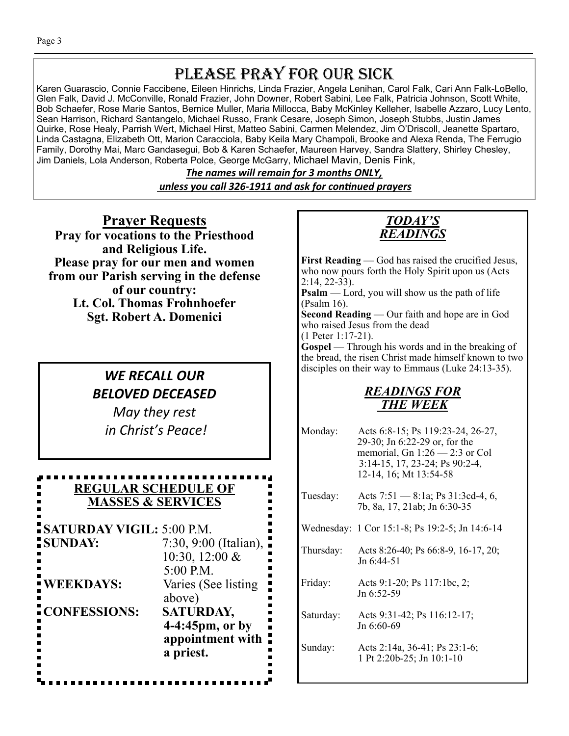# Please Pray for Our Sick

Karen Guarascio, Connie Faccibene, Eileen Hinrichs, Linda Frazier, Angela Lenihan, Carol Falk, Cari Ann Falk-LoBello, Glen Falk, David J. McConville, Ronald Frazier, John Downer, Robert Sabini, Lee Falk, Patricia Johnson, Scott White, Bob Schaefer, Rose Marie Santos, Bernice Muller, Maria Millocca, Baby McKinley Kelleher, Isabelle Azzaro, Lucy Lento, Sean Harrison, Richard Santangelo, Michael Russo, Frank Cesare, Joseph Simon, Joseph Stubbs, Justin James Quirke, Rose Healy, Parrish Wert, Michael Hirst, Matteo Sabini, Carmen Melendez, Jim O'Driscoll, Jeanette Spartaro, Linda Castagna, Elizabeth Ott, Marion Caracciola, Baby Keila Mary Champoli, Brooke and Alexa Renda, The Ferrugio Family, Dorothy Mai, Marc Gandasegui, Bob & Karen Schaefer, Maureen Harvey, Sandra Slattery, Shirley Chesley, Jim Daniels, Lola Anderson, Roberta Polce, George McGarry, Michael Mavin, Denis Fink,

***The names will remain for 3 months ONLY,***
***unless you call 326-1911 and ask for continued prayers***

## Prayer Requests

**Pray for vocations to the Priesthood and Religious Life.**
**Please pray for our men and women from our Parish serving in the defense of our country:**
**Lt. Col. Thomas Frohnhoefer**
**Sgt. Robert A. Domenici**

***WE RECALL OUR BELOVED DECEASED***

*May they rest in Christ's Peace!*

## REGULAR SCHEDULE OF MASSES & SERVICES

**SATURDAY VIGIL:** 5:00 P.M.
**SUNDAY:** 7:30, 9:00 (Italian), 10:30, 12:00 & 5:00 P.M.
**WEEKDAYS:** Varies (See listing above)
**CONFESSIONS:** **SATURDAY, 4-4:45pm, or by appointment with a priest.**

## *TODAY'S READINGS*

**First Reading** — God has raised the crucified Jesus, who now pours forth the Holy Spirit upon us (Acts 2:14, 22-33).
**Psalm** — Lord, you will show us the path of life (Psalm 16).
**Second Reading** — Our faith and hope are in God who raised Jesus from the dead (1 Peter 1:17-21).
**Gospel** — Through his words and in the breaking of the bread, the risen Christ made himself known to two disciples on their way to Emmaus (Luke 24:13-35).

## *READINGS FOR THE WEEK*

| | |
|---|---|
| Monday: | Acts 6:8-15; Ps 119:23-24, 26-27, 29-30; Jn 6:22-29 or, for the memorial, Gn 1:26 — 2:3 or Col 3:14-15, 17, 23-24; Ps 90:2-4, 12-14, 16; Mt 13:54-58 |
| Tuesday: | Acts 7:51 — 8:1a; Ps 31:3cd-4, 6, 7b, 8a, 17, 21ab; Jn 6:30-35 |
| Wednesday: | 1 Cor 15:1-8; Ps 19:2-5; Jn 14:6-14 |
| Thursday: | Acts 8:26-40; Ps 66:8-9, 16-17, 20; Jn 6:44-51 |
| Friday: | Acts 9:1-20; Ps 117:1bc, 2; Jn 6:52-59 |
| Saturday: | Acts 9:31-42; Ps 116:12-17; Jn 6:60-69 |
| Sunday: | Acts 2:14a, 36-41; Ps 23:1-6; 1 Pt 2:20b-25; Jn 10:1-10 |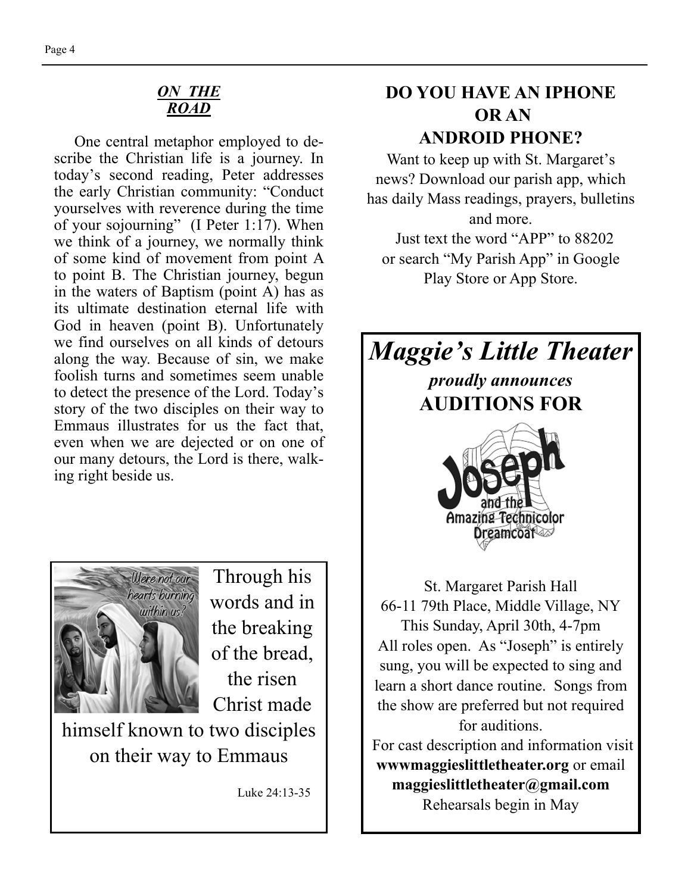## *ON THE ROAD*

One central metaphor employed to describe the Christian life is a journey. In today's second reading, Peter addresses the early Christian community: "Conduct yourselves with reverence during the time of your sojourning" (I Peter 1:17). When we think of a journey, we normally think of some kind of movement from point A to point B. The Christian journey, begun in the waters of Baptism (point A) has as its ultimate destination eternal life with God in heaven (point B). Unfortunately we find ourselves on all kinds of detours along the way. Because of sin, we make foolish turns and sometimes seem unable to detect the presence of the Lord. Today's story of the two disciples on their way to Emmaus illustrates for us the fact that, even when we are dejected or on one of our many detours, the Lord is there, walking right beside us.

Through his words and in the breaking of the bread, the risen Christ made himself known to two disciples on their way to Emmaus

Luke 24:13-35

## DO YOU HAVE AN IPHONE OR AN ANDROID PHONE?

Want to keep up with St. Margaret's news? Download our parish app, which has daily Mass readings, prayers, bulletins and more.

Just text the word "APP" to 88202 or search "My Parish App" in Google Play Store or App Store.

# *Maggie's Little Theater*

***proudly announces***

**AUDITIONS FOR**

**Joseph and the Amazing Technicolor Dreamcoat**

St. Margaret Parish Hall
66-11 79th Place, Middle Village, NY
This Sunday, April 30th, 4-7pm

All roles open. As "Joseph" is entirely sung, you will be expected to sing and learn a short dance routine. Songs from the show are preferred but not required for auditions.

For cast description and information visit **wwwmaggieslittletheater.org** or email **maggieslittletheater@gmail.com**

Rehearsals begin in May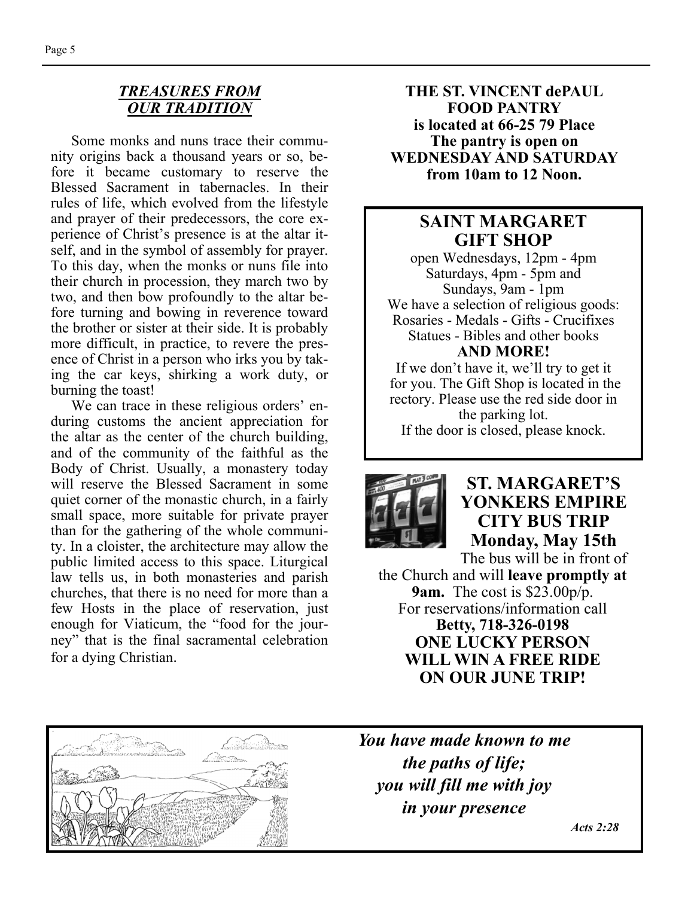## *TREASURES FROM OUR TRADITION*

Some monks and nuns trace their community origins back a thousand years or so, before it became customary to reserve the Blessed Sacrament in tabernacles. In their rules of life, which evolved from the lifestyle and prayer of their predecessors, the core experience of Christ's presence is at the altar itself, and in the symbol of assembly for prayer. To this day, when the monks or nuns file into their church in procession, they march two by two, and then bow profoundly to the altar before turning and bowing in reverence toward the brother or sister at their side. It is probably more difficult, in practice, to revere the presence of Christ in a person who irks you by taking the car keys, shirking a work duty, or burning the toast!

We can trace in these religious orders' enduring customs the ancient appreciation for the altar as the center of the church building, and of the community of the faithful as the Body of Christ. Usually, a monastery today will reserve the Blessed Sacrament in some quiet corner of the monastic church, in a fairly small space, more suitable for private prayer than for the gathering of the whole community. In a cloister, the architecture may allow the public limited access to this space. Liturgical law tells us, in both monasteries and parish churches, that there is no need for more than a few Hosts in the place of reservation, just enough for Viaticum, the "food for the journey" that is the final sacramental celebration for a dying Christian.

**THE ST. VINCENT dePAUL FOOD PANTRY is located at 66-25 79 Place The pantry is open on WEDNESDAY AND SATURDAY from 10am to 12 Noon.**

## SAINT MARGARET GIFT SHOP

open Wednesdays, 12pm - 4pm
Saturdays, 4pm - 5pm and
Sundays, 9am - 1pm
We have a selection of religious goods:
Rosaries - Medals - Gifts - Crucifixes
Statues - Bibles and other books
**AND MORE!**
If we don't have it, we'll try to get it for you. The Gift Shop is located in the rectory. Please use the red side door in the parking lot.
If the door is closed, please knock.

## ST. MARGARET'S YONKERS EMPIRE CITY BUS TRIP Monday, May 15th

The bus will be in front of the Church and will **leave promptly at 9am.** The cost is $23.00p/p.
For reservations/information call
**Betty, 718-326-0198**
**ONE LUCKY PERSON WILL WIN A FREE RIDE ON OUR JUNE TRIP!**

***You have made known to me the paths of life; you will fill me with joy in your presence***

*Acts 2:28*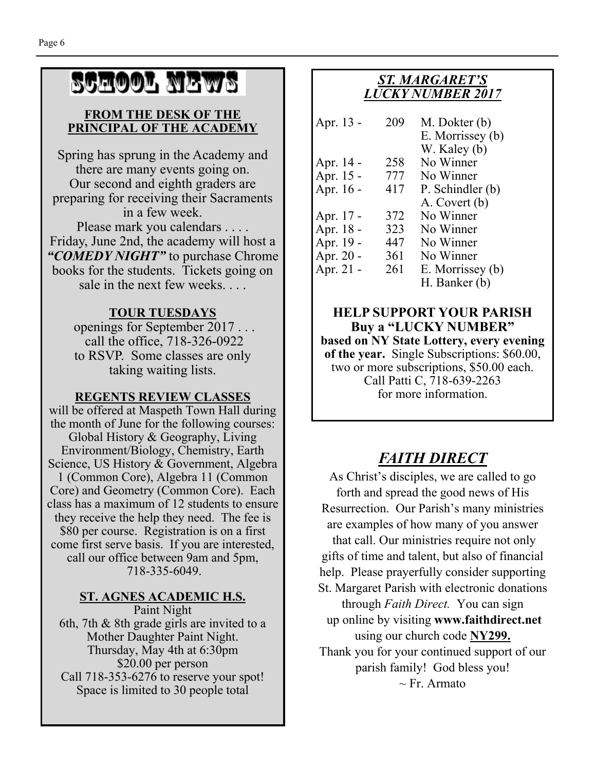# SCHOOL NEWS

## FROM THE DESK OF THE PRINCIPAL OF THE ACADEMY

Spring has sprung in the Academy and there are many events going on. Our second and eighth graders are preparing for receiving their Sacraments in a few week.

Please mark you calendars . . . . Friday, June 2nd, the academy will host a ***"COMEDY NIGHT"*** to purchase Chrome books for the students. Tickets going on sale in the next few weeks. . . .

### TOUR TUESDAYS

openings for September 2017 . . . call the office, 718-326-0922 to RSVP. Some classes are only taking waiting lists.

### REGENTS REVIEW CLASSES

will be offered at Maspeth Town Hall during the month of June for the following courses: Global History & Geography, Living Environment/Biology, Chemistry, Earth Science, US History & Government, Algebra 1 (Common Core), Algebra 11 (Common Core) and Geometry (Common Core). Each class has a maximum of 12 students to ensure they receive the help they need. The fee is $80 per course. Registration is on a first come first serve basis. If you are interested, call our office between 9am and 5pm, 718-335-6049.

### ST. AGNES ACADEMIC H.S.

Paint Night

6th, 7th & 8th grade girls are invited to a Mother Daughter Paint Night.
Thursday, May 4th at 6:30pm
$20.00 per person
Call 718-353-6276 to reserve your spot!
Space is limited to 30 people total

## *ST. MARGARET'S LUCKY NUMBER 2017*

| Date | Number | Winner |
|---|---|---|
| Apr. 13 - | 209 | M. Dokter (b)<br>E. Morrissey (b)<br>W. Kaley (b) |
| Apr. 14 - | 258 | No Winner |
| Apr. 15 - | 777 | No Winner |
| Apr. 16 - | 417 | P. Schindler (b)<br>A. Covert (b) |
| Apr. 17 - | 372 | No Winner |
| Apr. 18 - | 323 | No Winner |
| Apr. 19 - | 447 | No Winner |
| Apr. 20 - | 361 | No Winner |
| Apr. 21 - | 261 | E. Morrissey (b)<br>H. Banker (b) |

**HELP SUPPORT YOUR PARISH**
**Buy a "LUCKY NUMBER"**
**based on NY State Lottery, every evening of the year.** Single Subscriptions: $60.00, two or more subscriptions, $50.00 each. Call Patti C, 718-639-2263 for more information.

## *FAITH DIRECT*

As Christ's disciples, we are called to go forth and spread the good news of His Resurrection. Our Parish's many ministries are examples of how many of you answer that call. Our ministries require not only gifts of time and talent, but also of financial help. Please prayerfully consider supporting St. Margaret Parish with electronic donations through *Faith Direct.* You can sign up online by visiting **www.faithdirect.net** using our church code **NY299.**

Thank you for your continued support of our parish family! God bless you!
~ Fr. Armato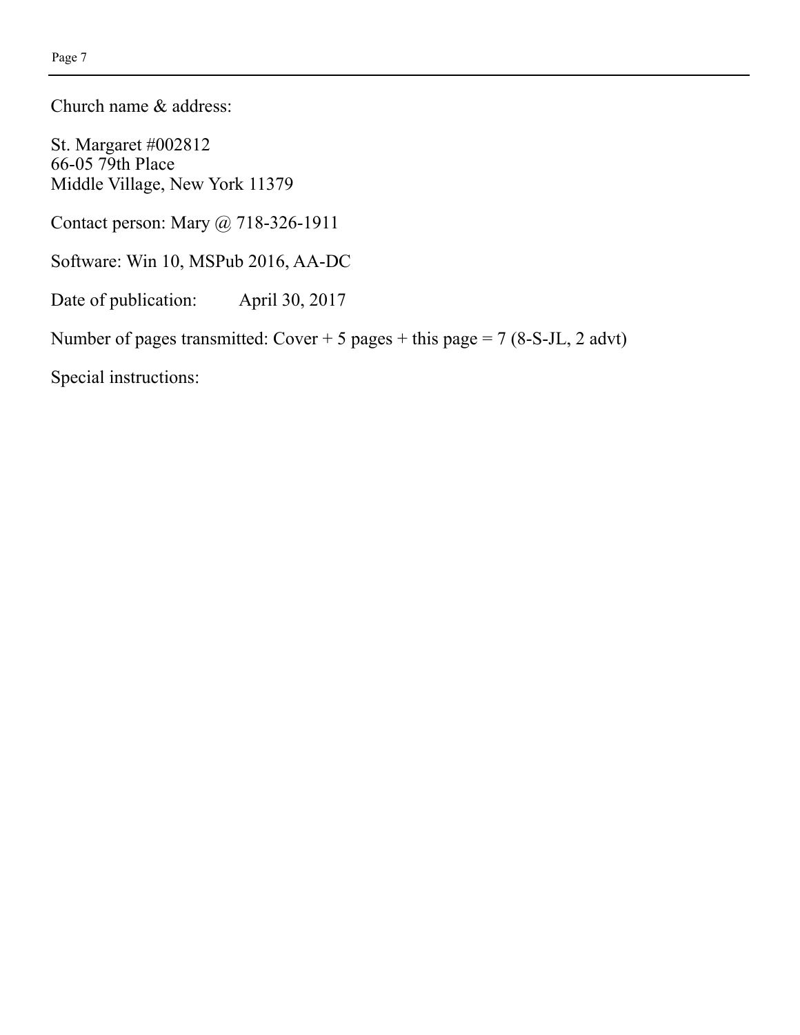Church name & address:

St. Margaret #002812
66-05 79th Place
Middle Village, New York 11379

Contact person: Mary @ 718-326-1911

Software: Win 10, MSPub 2016, AA-DC

Date of publication: April 30, 2017

Number of pages transmitted: Cover + 5 pages + this page = 7 (8-S-JL, 2 advt)

Special instructions: